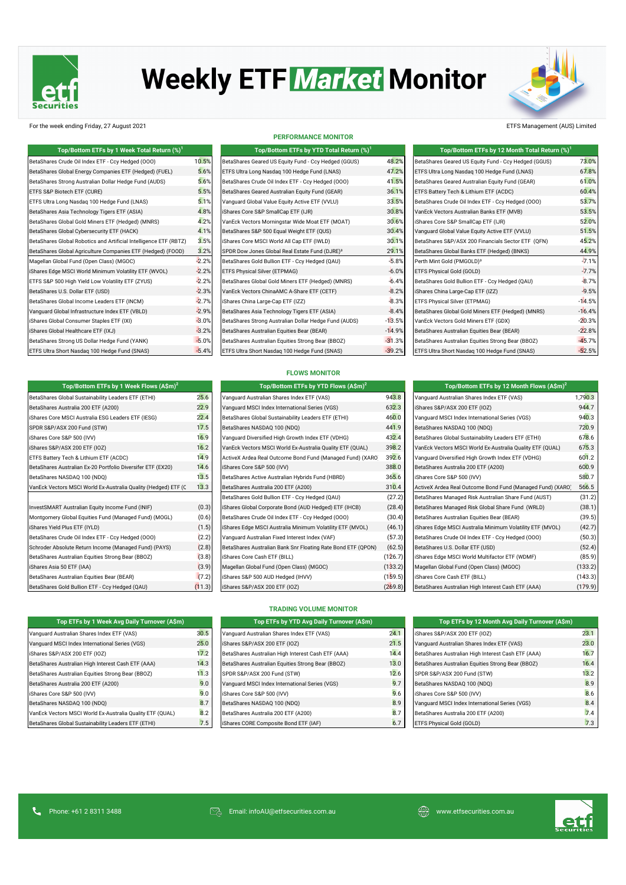# Weekly ETF Market Monitor

For the week ending Friday, 27 August 2021

ETFS Management (AUS) Limited

## PERFORMANCE MONITOR

| Top/Bottom ETFs by 1 Week Total Return (%)[1] | |
|---|---|
| BetaShares Crude Oil Index ETF - Ccy Hedged (OOO) | 10.5% |
| BetaShares Global Energy Companies ETF (Hedged) (FUEL) | 5.6% |
| BetaShares Strong Australian Dollar Hedge Fund (AUDS) | 5.6% |
| ETFS S&P Biotech ETF (CURE) | 5.5% |
| ETFS Ultra Long Nasdaq 100 Hedge Fund (LNAS) | 5.1% |
| BetaShares Asia Technology Tigers ETF (ASIA) | 4.8% |
| BetaShares Global Gold Miners ETF (Hedged) (MNRS) | 4.2% |
| BetaShares Global Cybersecurity ETF (HACK) | 4.1% |
| BetaShares Global Robotics and Artificial Intelligence ETF (RBTZ) | 3.5% |
| BetaShares Global Agriculture Companies ETF (Hedged) (FOOD) | 3.2% |
| Magellan Global Fund (Open Class) (MGOC) | -2.2% |
| iShares Edge MSCI World Minimum Volatility ETF (WVOL) | -2.2% |
| ETFS S&P 500 High Yield Low Volatility ETF (ZYUS) | -2.2% |
| BetaShares U.S. Dollar ETF (USD) | -2.3% |
| BetaShares Global Income Leaders ETF (INCM) | -2.7% |
| Vanguard Global Infrastructure Index ETF (VBLD) | -2.9% |
| iShares Global Consumer Staples ETF (IXI) | -3.0% |
| iShares Global Healthcare ETF (IXJ) | -3.2% |
| BetaShares Strong US Dollar Hedge Fund (YANK) | -5.0% |
| ETFS Ultra Short Nasdaq 100 Hedge Fund (SNAS) | -5.4% |

| Top/Bottom ETFs by YTD Total Return (%)[1] | |
|---|---|
| BetaShares Geared US Equity Fund - Ccy Hedged (GGUS) | 48.2% |
| ETFS Ultra Long Nasdaq 100 Hedge Fund (LNAS) | 47.2% |
| BetaShares Crude Oil Index ETF - Ccy Hedged (OOO) | 41.5% |
| BetaShares Geared Australian Equity Fund (GEAR) | 36.1% |
| Vanguard Global Value Equity Active ETF (VVLU) | 33.5% |
| iShares Core S&P SmallCap ETF (IJR) | 30.8% |
| VanEck Vectors Morningstar Wide Moat ETF (MOAT) | 30.6% |
| BetaShares S&P 500 Equal Weight ETF (QUS) | 30.4% |
| iShares Core MSCI World All Cap ETF (IWLD) | 30.1% |
| SPDR Dow Jones Global Real Estate Fund (DJRE)[3] | 29.1% |
| BetaShares Gold Bullion ETF - Ccy Hedged (QAU) | -5.8% |
| ETFS Physical Silver (ETPMAG) | -6.0% |
| BetaShares Global Gold Miners ETF (Hedged) (MNRS) | -6.4% |
| VanEck Vectors ChinaAMC A-Share ETF (CETF) | -8.2% |
| iShares China Large-Cap ETF (IZZ) | -8.3% |
| BetaShares Asia Technology Tigers ETF (ASIA) | -8.4% |
| BetaShares Strong Australian Dollar Hedge Fund (AUDS) | -13.5% |
| BetaShares Australian Equities Bear (BEAR) | -14.9% |
| BetaShares Australian Equities Strong Bear (BBOZ) | -31.3% |
| ETFS Ultra Short Nasdaq 100 Hedge Fund (SNAS) | -39.2% |

| Top/Bottom ETFs by 12 Month Total Return (%)[1] | |
|---|---|
| BetaShares Geared US Equity Fund - Ccy Hedged (GGUS) | 73.0% |
| ETFS Ultra Long Nasdaq 100 Hedge Fund (LNAS) | 67.8% |
| BetaShares Geared Australian Equity Fund (GEAR) | 61.0% |
| ETFS Battery Tech & Lithium ETF (ACDC) | 60.4% |
| BetaShares Crude Oil Index ETF - Ccy Hedged (OOO) | 53.7% |
| VanEck Vectors Australian Banks ETF (MVB) | 53.5% |
| iShares Core S&P SmallCap ETF (IJR) | 52.0% |
| Vanguard Global Value Equity Active ETF (VVLU) | 51.5% |
| BetaShares S&P/ASX 200 Financials Sector ETF (QFN) | 45.2% |
| BetaShares Global Banks ETF (Hedged) (BNKS) | 44.9% |
| Perth Mint Gold (PMGOLD)[3] | -7.1% |
| ETFS Physical Gold (GOLD) | -7.7% |
| BetaShares Gold Bullion ETF - Ccy Hedged (QAU) | -8.7% |
| iShares China Large-Cap ETF (IZZ) | -9.5% |
| ETFS Physical Silver (ETPMAG) | -14.5% |
| BetaShares Global Gold Miners ETF (Hedged) (MNRS) | -16.4% |
| VanEck Vectors Gold Miners ETF (GDX) | -20.3% |
| BetaShares Australian Equities Bear (BEAR) | -22.8% |
| BetaShares Australian Equities Strong Bear (BBOZ) | -45.7% |
| ETFS Ultra Short Nasdaq 100 Hedge Fund (SNAS) | -52.5% |

## FLOWS MONITOR

| Top/Bottom ETFs by 1 Week Flows (A$m)[2] | |
|---|---|
| BetaShares Global Sustainability Leaders ETF (ETHI) | 25.6 |
| BetaShares Australia 200 ETF (A200) | 22.9 |
| iShares Core MSCI Australia ESG Leaders ETF (IESG) | 22.4 |
| SPDR S&P/ASX 200 Fund (STW) | 17.5 |
| iShares Core S&P 500 (IVV) | 16.9 |
| iShares S&P/ASX 200 ETF (IOZ) | 16.2 |
| ETFS Battery Tech & Lithium ETF (ACDC) | 14.9 |
| BetaShares Australian Ex-20 Portfolio Diversifer ETF (EX20) | 14.6 |
| BetaShares NASDAQ 100 (NDQ) | 13.5 |
| VanEck Vectors MSCI World Ex-Australia Quality (Hedged) ETF (C | 13.3 |
| | |
| InvestSMART Australian Equity Income Fund (INIF) | (0.3) |
| Montgomery Global Equities Fund (Managed Fund) (MOGL) | (0.6) |
| iShares Yield Plus ETF (IYLD) | (1.5) |
| BetaShares Crude Oil Index ETF - Ccy Hedged (OOO) | (2.2) |
| Schroder Absolute Return Income (Managed Fund) (PAYS) | (2.8) |
| BetaShares Australian Equities Strong Bear (BBOZ) | (3.8) |
| iShares Asia 50 ETF (IAA) | (3.9) |
| BetaShares Australian Equities Bear (BEAR) | (7.2) |
| BetaShares Gold Bullion ETF - Ccy Hedged (QAU) | (11.3) |

| Top/Bottom ETFs by YTD Flows (A$m)[2] | |
|---|---|
| Vanguard Australian Shares Index ETF (VAS) | 943.8 |
| Vanguard MSCI Index International Series (VGS) | 632.3 |
| BetaShares Global Sustainability Leaders ETF (ETHI) | 460.0 |
| BetaShares NASDAQ 100 (NDQ) | 441.9 |
| Vanguard Diversified High Growth Index ETF (VDHG) | 432.4 |
| VanEck Vectors MSCI World Ex-Australia Quality ETF (QUAL) | 398.2 |
| ActiveX Ardea Real Outcome Bond Fund (Managed Fund) (XARO | 392.6 |
| iShares Core S&P 500 (IVV) | 388.0 |
| BetaShares Active Australian Hybrids Fund (HBRD) | 365.6 |
| BetaShares Australia 200 ETF (A200) | 310.4 |
| BetaShares Gold Bullion ETF - Ccy Hedged (QAU) | (27.2) |
| iShares Global Corporate Bond (AUD Hedged) ETF (IHCB) | (28.4) |
| BetaShares Crude Oil Index ETF - Ccy Hedged (OOO) | (30.4) |
| iShares Edge MSCI Australia Minimum Volatility ETF (MVOL) | (46.1) |
| Vanguard Australian Fixed Interest Index (VAF) | (57.3) |
| BetaShares Australian Bank Snr Floating Rate Bond ETF (QPON) | (62.5) |
| iShares Core Cash ETF (BILL) | (126.7) |
| Magellan Global Fund (Open Class) (MGOC) | (133.2) |
| iShares S&P 500 AUD Hedged (IHVV) | (159.5) |
| iShares S&P/ASX 200 ETF (IOZ) | (269.8) |

| Top/Bottom ETFs by 12 Month Flows (A$m)[2] | |
|---|---|
| Vanguard Australian Shares Index ETF (VAS) | 1,790.3 |
| iShares S&P/ASX 200 ETF (IOZ) | 944.7 |
| Vanguard MSCI Index International Series (VGS) | 940.3 |
| BetaShares NASDAQ 100 (NDQ) | 720.9 |
| BetaShares Global Sustainability Leaders ETF (ETHI) | 678.6 |
| VanEck Vectors MSCI World Ex-Australia Quality ETF (QUAL) | 675.3 |
| Vanguard Diversified High Growth Index ETF (VDHG) | 601.2 |
| BetaShares Australia 200 ETF (A200) | 600.9 |
| iShares Core S&P 500 (IVV) | 580.7 |
| ActiveX Ardea Real Outcome Bond Fund (Managed Fund) (XARO) | 566.5 |
| BetaShares Managed Risk Australian Share Fund (AUST) | (31.2) |
| BetaShares Managed Risk Global Share Fund (WRLD) | (38.1) |
| BetaShares Australian Equities Bear (BEAR) | (39.5) |
| iShares Edge MSCI Australia Minimum Volatility ETF (MVOL) | (42.7) |
| BetaShares Crude Oil Index ETF - Ccy Hedged (OOO) | (50.3) |
| BetaShares U.S. Dollar ETF (USD) | (52.4) |
| iShares Edge MSCI World Multifactor ETF (WDMF) | (85.9) |
| Magellan Global Fund (Open Class) (MGOC) | (133.2) |
| iShares Core Cash ETF (BILL) | (143.3) |
| BetaShares Australian High Interest Cash ETF (AAA) | (179.9) |

## TRADING VOLUME MONITOR

| Top ETFs by 1 Week Avg Daily Turnover (A$m) | |
|---|---|
| Vanguard Australian Shares Index ETF (VAS) | 30.5 |
| Vanguard MSCI Index International Series (VGS) | 25.0 |
| iShares S&P/ASX 200 ETF (IOZ) | 17.2 |
| BetaShares Australian High Interest Cash ETF (AAA) | 14.3 |
| BetaShares Australian Equities Strong Bear (BBOZ) | 11.3 |
| BetaShares Australia 200 ETF (A200) | 9.0 |
| iShares Core S&P 500 (IVV) | 9.0 |
| BetaShares NASDAQ 100 (NDQ) | 8.7 |
| VanEck Vectors MSCI World Ex-Australia Quality ETF (QUAL) | 8.2 |
| BetaShares Global Sustainability Leaders ETF (ETHI) | 7.5 |

| Top ETFs by YTD Avg Daily Turnover (A$m) | |
|---|---|
| Vanguard Australian Shares Index ETF (VAS) | 24.1 |
| iShares S&P/ASX 200 ETF (IOZ) | 21.5 |
| BetaShares Australian High Interest Cash ETF (AAA) | 14.4 |
| BetaShares Australian Equities Strong Bear (BBOZ) | 13.0 |
| SPDR S&P/ASX 200 Fund (STW) | 12.6 |
| Vanguard MSCI Index International Series (VGS) | 9.7 |
| iShares Core S&P 500 (IVV) | 9.6 |
| BetaShares NASDAQ 100 (NDQ) | 8.9 |
| BetaShares Australia 200 ETF (A200) | 8.7 |
| iShares CORE Composite Bond ETF (IAF) | 6.7 |

| Top ETFs by 12 Month Avg Daily Turnover (A$m) | |
|---|---|
| iShares S&P/ASX 200 ETF (IOZ) | 23.1 |
| Vanguard Australian Shares Index ETF (VAS) | 23.0 |
| BetaShares Australian High Interest Cash ETF (AAA) | 16.7 |
| BetaShares Australian Equities Strong Bear (BBOZ) | 16.4 |
| SPDR S&P/ASX 200 Fund (STW) | 13.2 |
| BetaShares NASDAQ 100 (NDQ) | 8.9 |
| iShares Core S&P 500 (IVV) | 8.6 |
| Vanguard MSCI Index International Series (VGS) | 8.4 |
| BetaShares Australia 200 ETF (A200) | 7.4 |
| ETFS Physical Gold (GOLD) | 7.3 |

Phone: +61 2 8311 3488 | Email: infoAU@etfsecurities.com.au | www.etfsecurities.com.au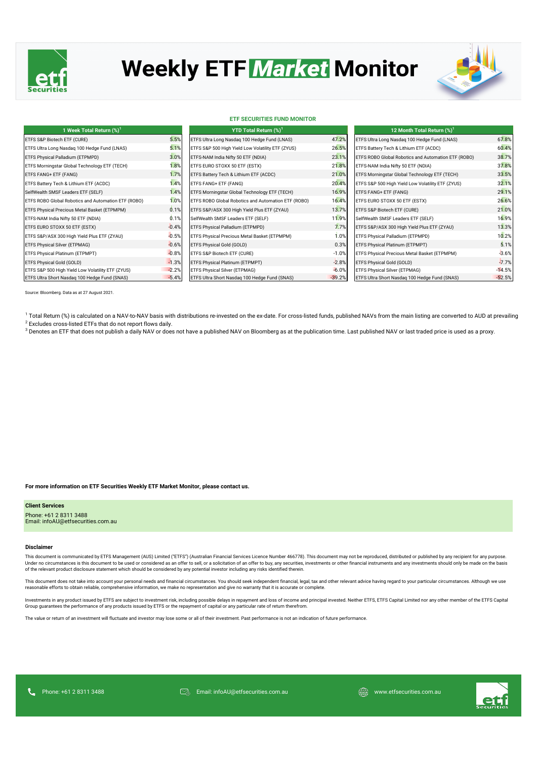# Weekly ETF Market Monitor

**ETF SECURITIES FUND MONITOR**

| 1 Week Total Return (%)[1] | |
|---|---|
| ETFS S&P Biotech ETF (CURE) | 5.5% |
| ETFS Ultra Long Nasdaq 100 Hedge Fund (LNAS) | 5.1% |
| ETFS Physical Palladium (ETPMPD) | 3.0% |
| ETFS Morningstar Global Technology ETF (TECH) | 1.8% |
| ETFS FANG+ ETF (FANG) | 1.7% |
| ETFS Battery Tech & Lithium ETF (ACDC) | 1.4% |
| SelfWealth SMSF Leaders ETF (SELF) | 1.4% |
| ETFS ROBO Global Robotics and Automation ETF (ROBO) | 1.0% |
| ETFS Physical Precious Metal Basket (ETPMPM) | 0.1% |
| ETFS-NAM India Nifty 50 ETF (NDIA) | 0.1% |
| ETFS EURO STOXX 50 ETF (ESTX) | -0.4% |
| ETFS S&P/ASX 300 High Yield Plus ETF (ZYAU) | -0.5% |
| ETFS Physical Silver (ETPMAG) | -0.6% |
| ETFS Physical Platinum (ETPMPT) | -0.8% |
| ETFS Physical Gold (GOLD) | -1.3% |
| ETFS S&P 500 High Yield Low Volatility ETF (ZYUS) | -2.2% |
| ETFS Ultra Short Nasdaq 100 Hedge Fund (SNAS) | -5.4% |

| YTD Total Return (%)[1] | |
|---|---|
| ETFS Ultra Long Nasdaq 100 Hedge Fund (LNAS) | 47.2% |
| ETFS S&P 500 High Yield Low Volatility ETF (ZYUS) | 26.5% |
| ETFS-NAM India Nifty 50 ETF (NDIA) | 23.1% |
| ETFS EURO STOXX 50 ETF (ESTX) | 21.8% |
| ETFS Battery Tech & Lithium ETF (ACDC) | 21.0% |
| ETFS FANG+ ETF (FANG) | 20.4% |
| ETFS Morningstar Global Technology ETF (TECH) | 16.9% |
| ETFS ROBO Global Robotics and Automation ETF (ROBO) | 16.4% |
| ETFS S&P/ASX 300 High Yield Plus ETF (ZYAU) | 13.7% |
| SelfWealth SMSF Leaders ETF (SELF) | 11.9% |
| ETFS Physical Palladium (ETPMPD) | 7.7% |
| ETFS Physical Precious Metal Basket (ETPMPM) | 1.0% |
| ETFS Physical Gold (GOLD) | 0.3% |
| ETFS S&P Biotech ETF (CURE) | -1.0% |
| ETFS Physical Platinum (ETPMPT) | -2.8% |
| ETFS Physical Silver (ETPMAG) | -6.0% |
| ETFS Ultra Short Nasdaq 100 Hedge Fund (SNAS) | -39.2% |

| 12 Month Total Return (%)[1] | |
|---|---|
| ETFS Ultra Long Nasdaq 100 Hedge Fund (LNAS) | 67.8% |
| ETFS Battery Tech & Lithium ETF (ACDC) | 60.4% |
| ETFS ROBO Global Robotics and Automation ETF (ROBO) | 38.7% |
| ETFS-NAM India Nifty 50 ETF (NDIA) | 37.8% |
| ETFS Morningstar Global Technology ETF (TECH) | 33.5% |
| ETFS S&P 500 High Yield Low Volatility ETF (ZYUS) | 32.1% |
| ETFS FANG+ ETF (FANG) | 29.1% |
| ETFS EURO STOXX 50 ETF (ESTX) | 26.6% |
| ETFS S&P Biotech ETF (CURE) | 21.0% |
| SelfWealth SMSF Leaders ETF (SELF) | 16.9% |
| ETFS S&P/ASX 300 High Yield Plus ETF (ZYAU) | 13.3% |
| ETFS Physical Palladium (ETPMPD) | 10.2% |
| ETFS Physical Platinum (ETPMPT) | 5.1% |
| ETFS Physical Precious Metal Basket (ETPMPM) | -3.6% |
| ETFS Physical Gold (GOLD) | -7.7% |
| ETFS Physical Silver (ETPMAG) | -14.5% |
| ETFS Ultra Short Nasdaq 100 Hedge Fund (SNAS) | -52.5% |

Source: Bloomberg. Data as at 27 August 2021.

[1] Total Return (%) is calculated on a NAV-to-NAV basis with distributions re-invested on the ex-date. For cross-listed funds, published NAVs from the main listing are converted to AUD at prevailing

[2] Excludes cross-listed ETFs that do not report flows daily.

[3] Denotes an ETF that does not publish a daily NAV or does not have a published NAV on Bloomberg as at the publication time. Last published NAV or last traded price is used as a proxy.

**For more information on ETF Securities Weekly ETF Market Monitor, please contact us.**

**Client Services**

Phone: +61 2 8311 3488
Email: infoAU@etfsecurities.com.au

**Disclaimer**

This document is communicated by ETFS Management (AUS) Limited ("ETFS") (Australian Financial Services Licence Number 466778). This document may not be reproduced, distributed or published by any recipient for any purpose. Under no circumstances is this document to be used or considered as an offer to sell, or a solicitation of an offer to buy, any securities, investments or other financial instruments and any investments should only be made on the basis of the relevant product disclosure statement which should be considered by any potential investor including any risks identified therein.

This document does not take into account your personal needs and financial circumstances. You should seek independent financial, legal, tax and other relevant advice having regard to your particular circumstances. Although we use reasonable efforts to obtain reliable, comprehensive information, we make no representation and give no warranty that it is accurate or complete.

Investments in any product issued by ETFS are subject to investment risk, including possible delays in repayment and loss of income and principal invested. Neither ETFS, ETFS Capital Limited nor any other member of the ETFS Capital Group guarantees the performance of any products issued by ETFS or the repayment of capital or any particular rate of return therefrom.

The value or return of an investment will fluctuate and investor may lose some or all of their investment. Past performance is not an indication of future performance.

Phone: +61 2 8311 3488 | Email: infoAU@etfsecurities.com.au | www.etfsecurities.com.au